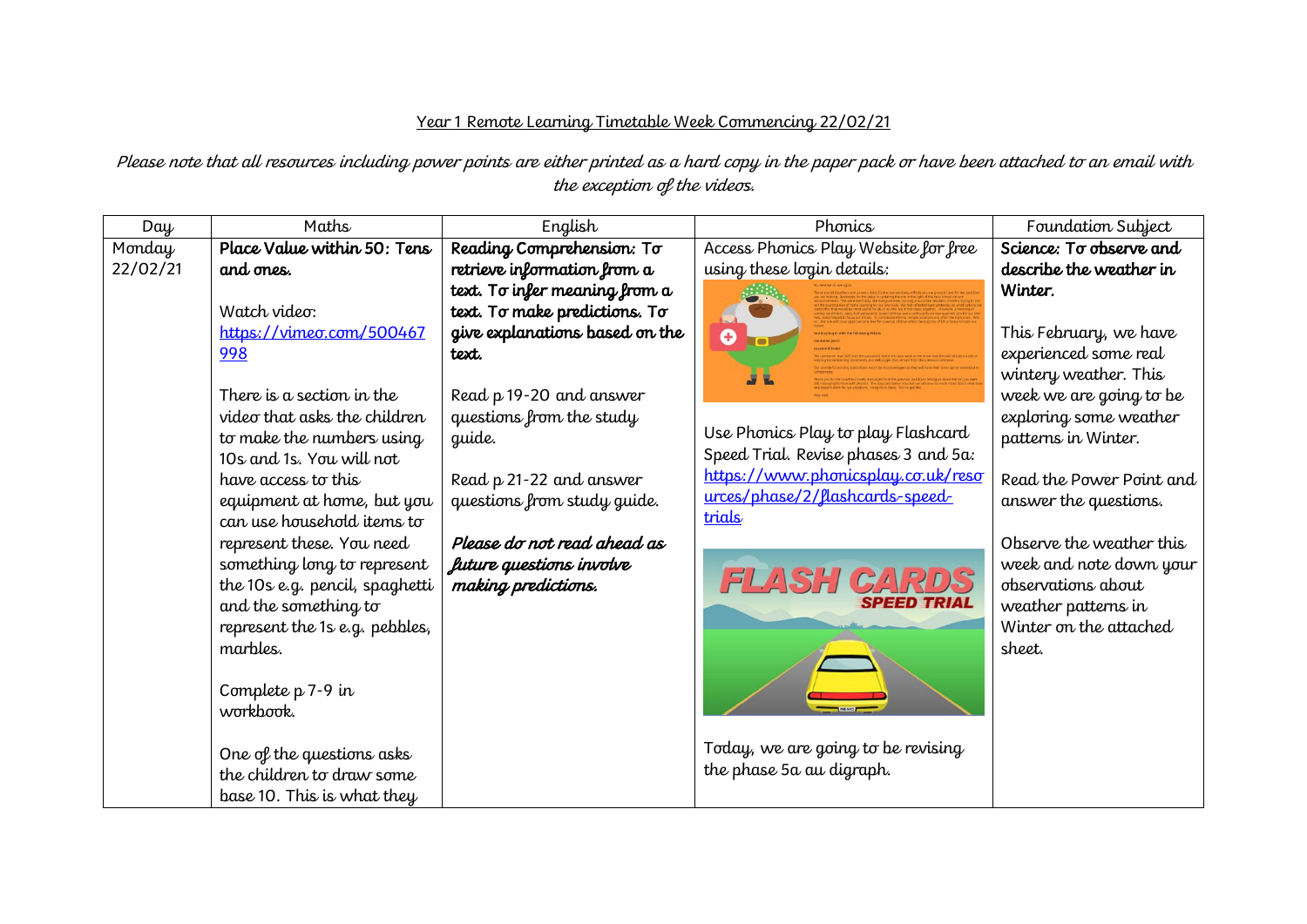<u>Year 1 Remote Learning Timetable Week Commencing 22/02/21</u>

*Please note that all resources including power points are either printed as a hard copy in the paper pack or have been attached to an email with the exception of the videos.*

| Day | Maths | English | Phonics | Foundation Subject |
| --- | --- | --- | --- | --- |
| Monday 22/02/21 | **Place Value within 50: Tens and ones.**<br><br>Watch video: https://vimeo.com/500467998<br><br>There is a section in the video that asks the children to make the numbers using 10s and 1s. You will not have access to this equipment at home, but you can use household items to represent these. You need something long to represent the 10s e.g. pencil, spaghetti and the something to represent the 1s e.g. pebbles, marbles.<br><br>Complete p 7-9 in workbook.<br><br>One of the questions asks the children to draw some base 10. This is what they | **Reading Comprehension: To retrieve information from a text. To infer meaning from a text. To make predictions. To give explanations based on the text.**<br><br>Read p 19-20 and answer questions from the study guide.<br><br>Read p 21-22 and answer questions from study guide.<br><br>***Please do not read ahead as future questions involve making predictions.*** | Access Phonics Play Website for free using these login details:<br><br>Use Phonics Play to play Flashcard Speed Trial. Revise phases 3 and 5a: https://www.phonicsplay.co.uk/resources/phase/2/flashcards-speed-trials<br><br>Today, we are going to be revising the phase 5a au digraph. | **Science: To observe and describe the weather in Winter.**<br><br>This February, we have experienced some real wintery weather. This week we are going to be exploring some weather patterns in Winter.<br><br>Read the Power Point and answer the questions.<br><br>Observe the weather this week and note down your observations about weather patterns in Winter on the attached sheet. |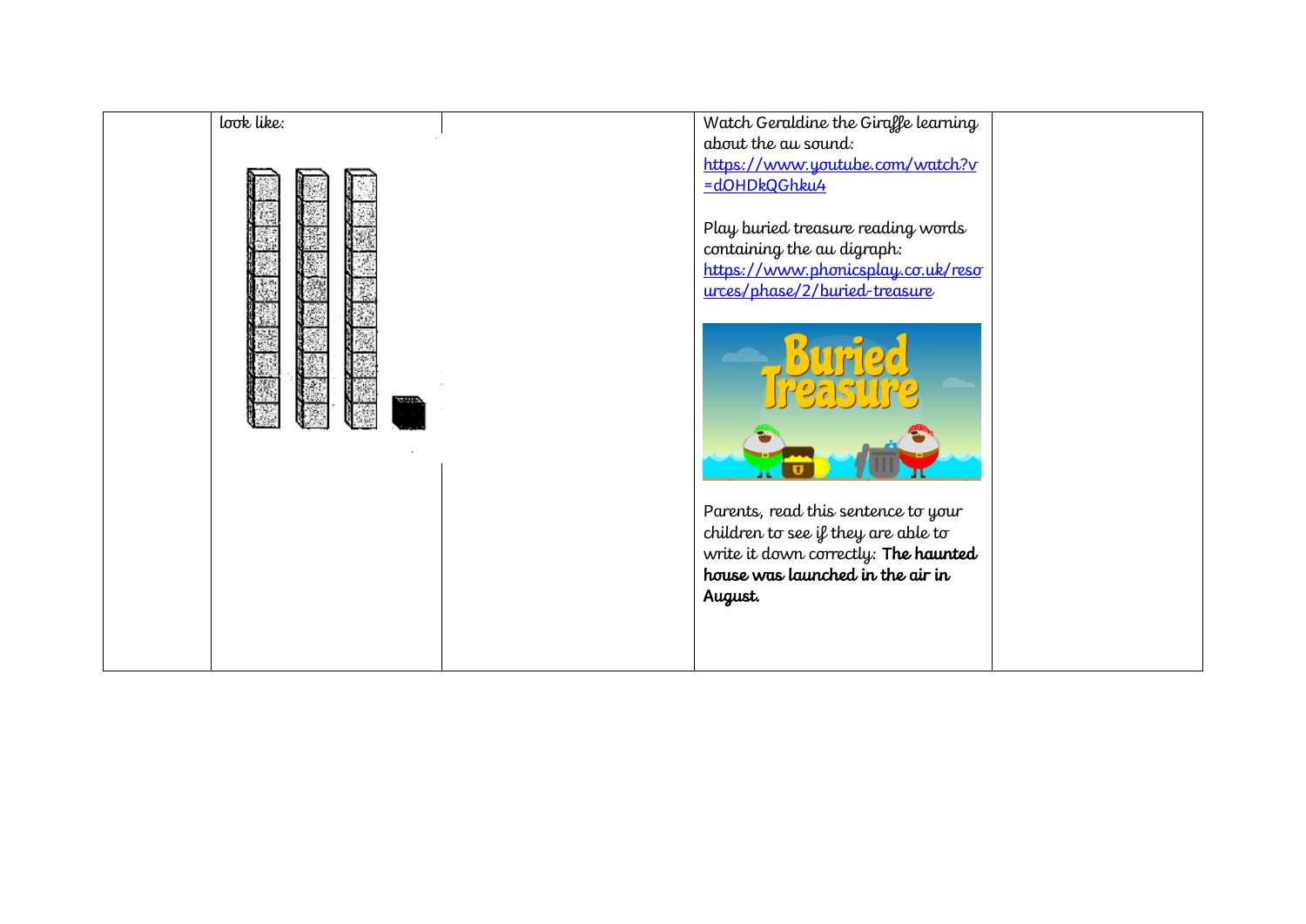|  | look like: |  | Watch Geraldine the Giraffe learning about the au sound: https://www.youtube.com/watch?v=dOHDkQGhku4<br><br>Play buried treasure reading words containing the au digraph: https://www.phonicsplay.co.uk/resources/phase/2/buried-treasure<br><br>Parents, read this sentence to your children to see if they are able to write it down correctly: **The haunted house was launched in the air in August.** |  |
|---|---|---|---|---|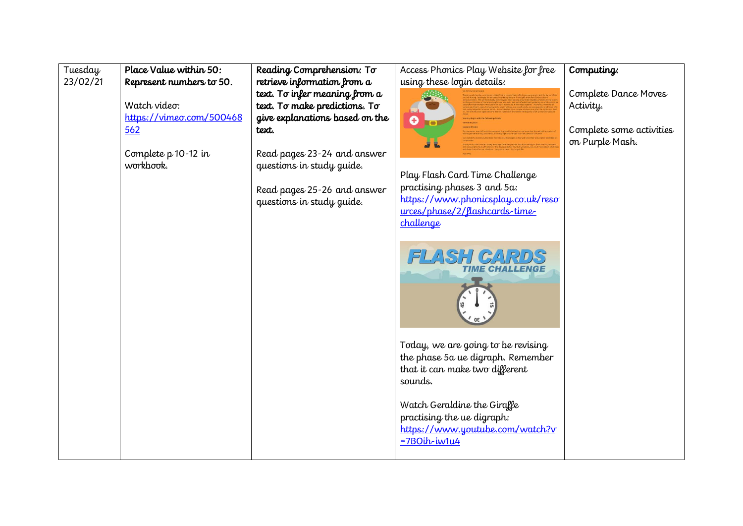| Tuesday 23/02/21 | **Place Value within 50: Represent numbers to 50.**<br><br>Watch video: [https://vimeo.com/500468562](https://vimeo.com/500468562)<br><br>Complete p 10-12 in workbook. | **Reading Comprehension: To retrieve information from a text. To infer meaning from a text. To make predictions. To give explanations based on the text.**<br><br>Read pages 23-24 and answer questions in study guide.<br><br>Read pages 25-26 and answer questions in study guide. | Access Phonics Play Website for free using these login details:<br><br>Play Flash Card Time Challenge practising phases 3 and 5a: [https://www.phonicsplay.co.uk/resources/phase/2/flashcards-time-challenge](https://www.phonicsplay.co.uk/resources/phase/2/flashcards-time-challenge)<br><br>Today, we are going to be revising the phase 5a ue digraph. Remember that it can make two different sounds.<br><br>Watch Geraldine the Giraffe practising the ue digraph: [https://www.youtube.com/watch?v=7BOih-iw1u4](https://www.youtube.com/watch?v=7BOih-iw1u4) | **Computing:**<br><br>Complete Dance Moves Activity.<br><br>Complete some activities on Purple Mash. |
|---|---|---|---|---|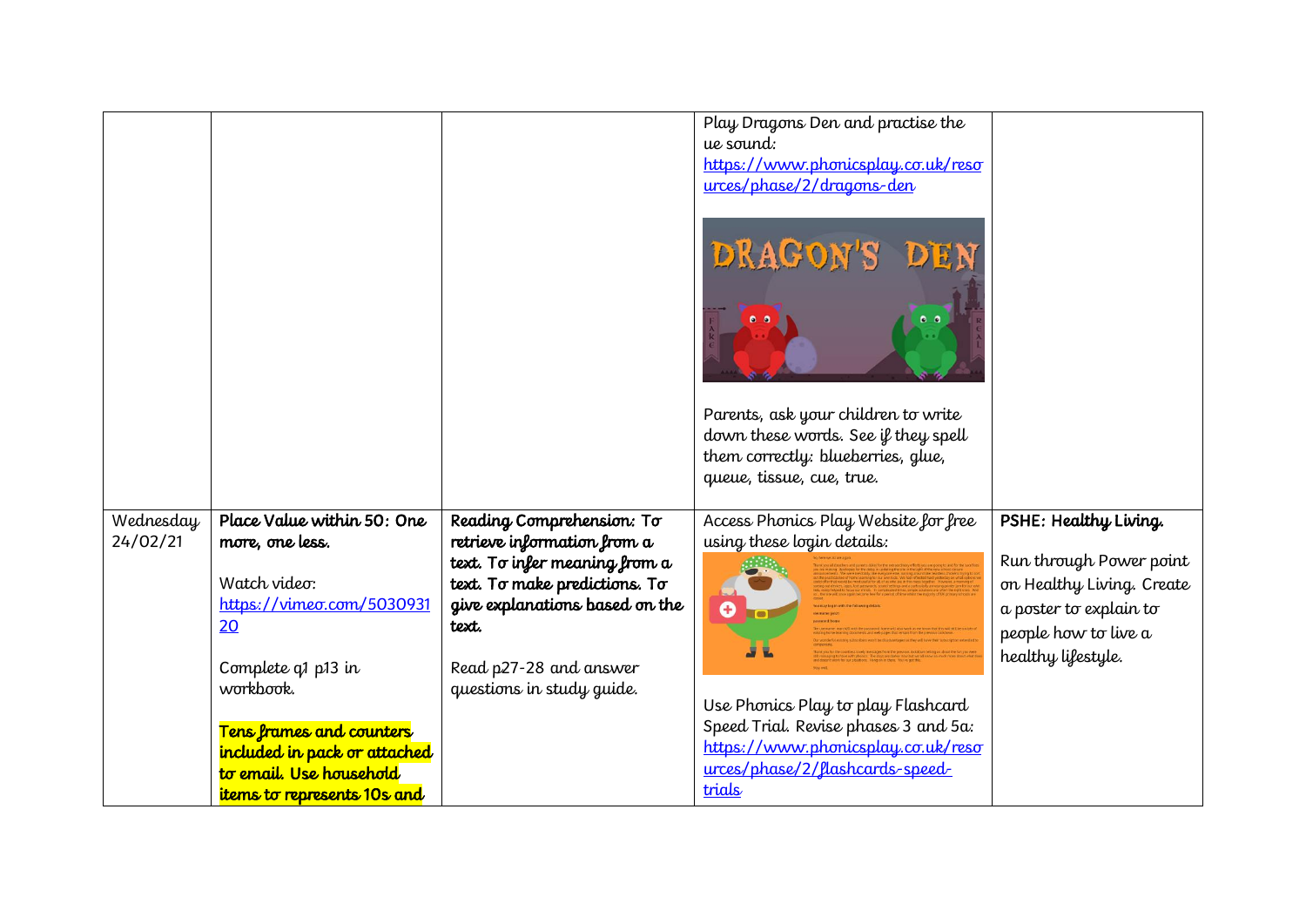|  |  |  | Play Dragons Den and practise the ue sound: [https://www.phonicsplay.co.uk/resources/phase/2/dragons-den](https://www.phonicsplay.co.uk/resources/phase/2/dragons-den)<br><br>Parents, ask your children to write down these words. See if they spell them correctly: blueberries, glue, queue, tissue, cue, true. |  |
|---|---|---|---|---|
| Wednesday 24/02/21 | **Place Value within 50: One more, one less.**<br><br>Watch video: [https://vimeo.com/503093120](https://vimeo.com/503093120)<br><br>Complete q1 p13 in workbook.<br><br>**Tens frames and counters included in pack or attached to email. Use household items to represents 10s and** | **Reading Comprehension: To retrieve information from a text. To infer meaning from a text. To make predictions. To give explanations based on the text.**<br><br>Read p27-28 and answer questions in study guide. | Access Phonics Play Website for free using these login details:<br><br>Use Phonics Play to play Flashcard Speed Trial. Revise phases 3 and 5a: [https://www.phonicsplay.co.uk/resources/phase/2/flashcards-speed-trials](https://www.phonicsplay.co.uk/resources/phase/2/flashcards-speed-trials) | **PSHE: Healthy Living.**<br><br>Run through Power point on Healthy Living. Create a poster to explain to people how to live a healthy lifestyle. |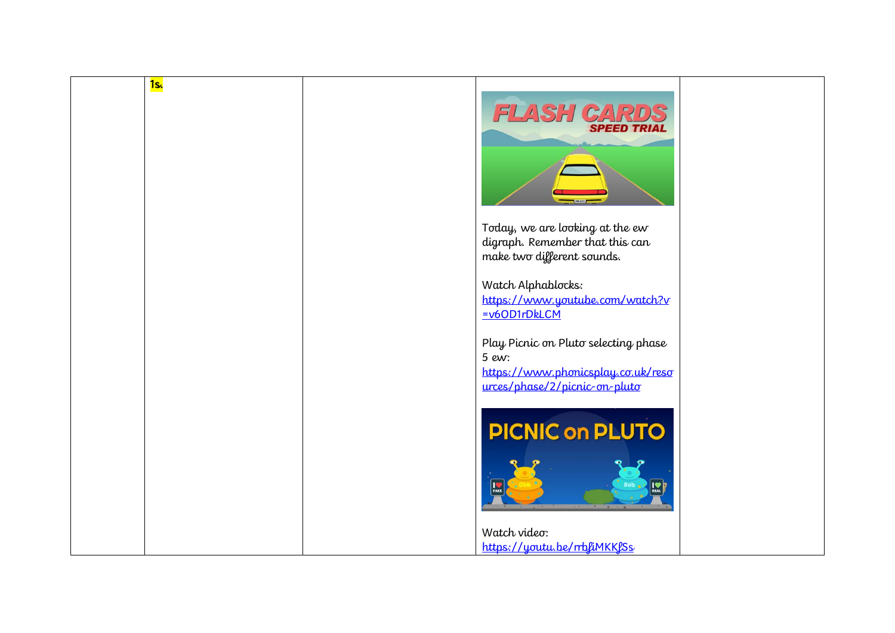|  | **1s.** |  | Today, we are looking at the ew digraph. Remember that this can make two different sounds.<br><br>Watch Alphablocks: https://www.youtube.com/watch?v=v6OD1rDkLCM<br><br>Play Picnic on Pluto selecting phase 5 ew: https://www.phonicsplay.co.uk/resources/phase/2/picnic-on-pluto<br><br>Watch video: https://youtu.be/rrbfiMKKfSs |  |
|---|---|---|---|---|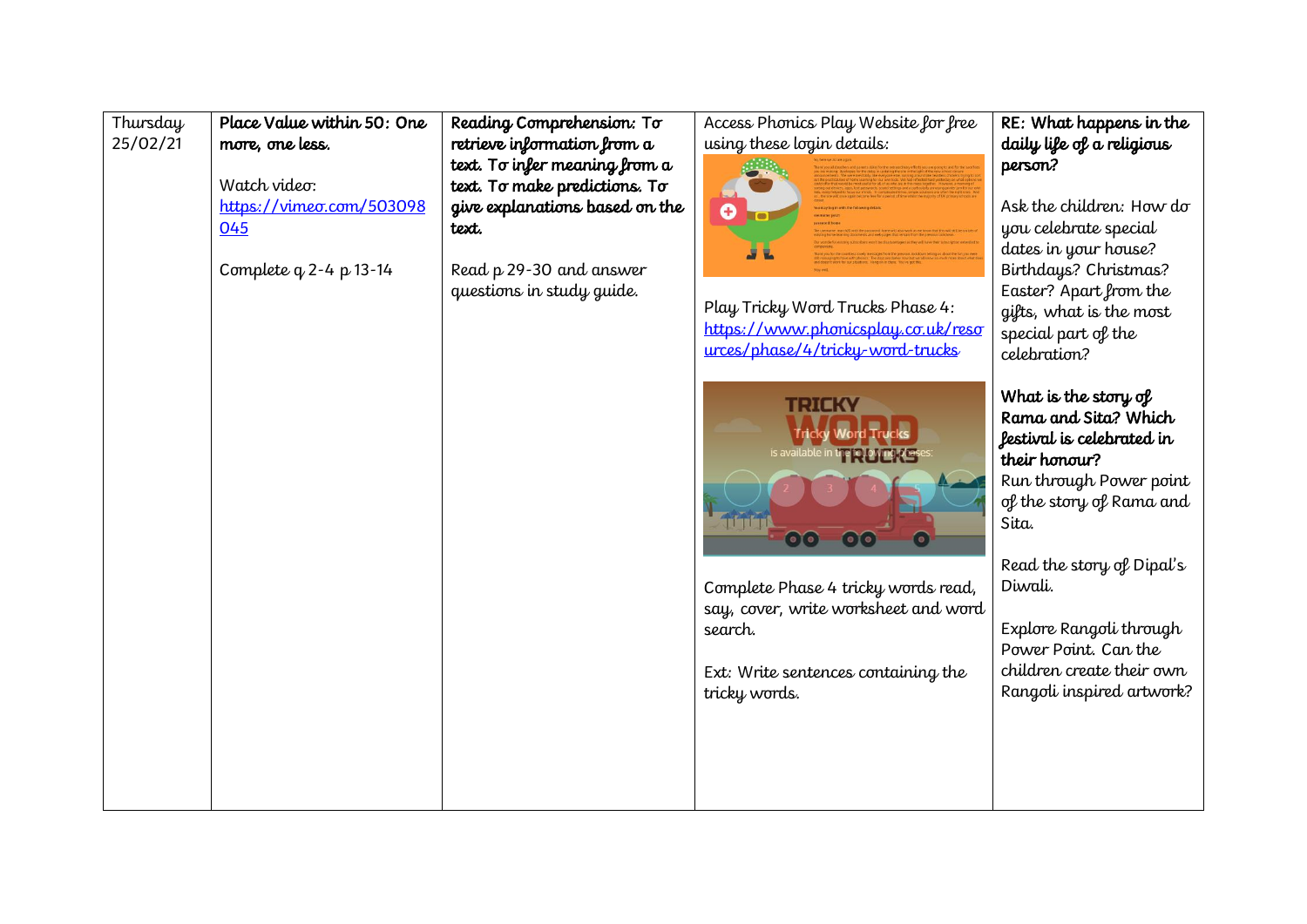| Thursday 25/02/21 | **Place Value within 50: One more, one less.**<br><br>Watch video:<br>https://vimeo.com/503098045<br><br>Complete q 2-4 p 13-14 | **Reading Comprehension: To retrieve information from a text. To infer meaning from a text. To make predictions. To give explanations based on the text.**<br><br>Read p 29-30 and answer questions in study guide. | Access Phonics Play Website for free using these login details:<br><br>Play Tricky Word Trucks Phase 4:<br>https://www.phonicsplay.co.uk/resources/phase/4/tricky-word-trucks<br><br>Complete Phase 4 tricky words read, say, cover, write worksheet and word search.<br><br>Ext: Write sentences containing the tricky words. | **RE: What happens in the daily life of a religious person?**<br><br>Ask the children: How do you celebrate special dates in your house? Birthdays? Christmas? Easter? Apart from the gifts, what is the most special part of the celebration?<br><br>**What is the story of Rama and Sita? Which festival is celebrated in their honour?**<br>Run through Power point of the story of Rama and Sita.<br><br>Read the story of Dipal's Diwali.<br><br>Explore Rangoli through Power Point. Can the children create their own Rangoli inspired artwork? |
|---|---|---|---|---|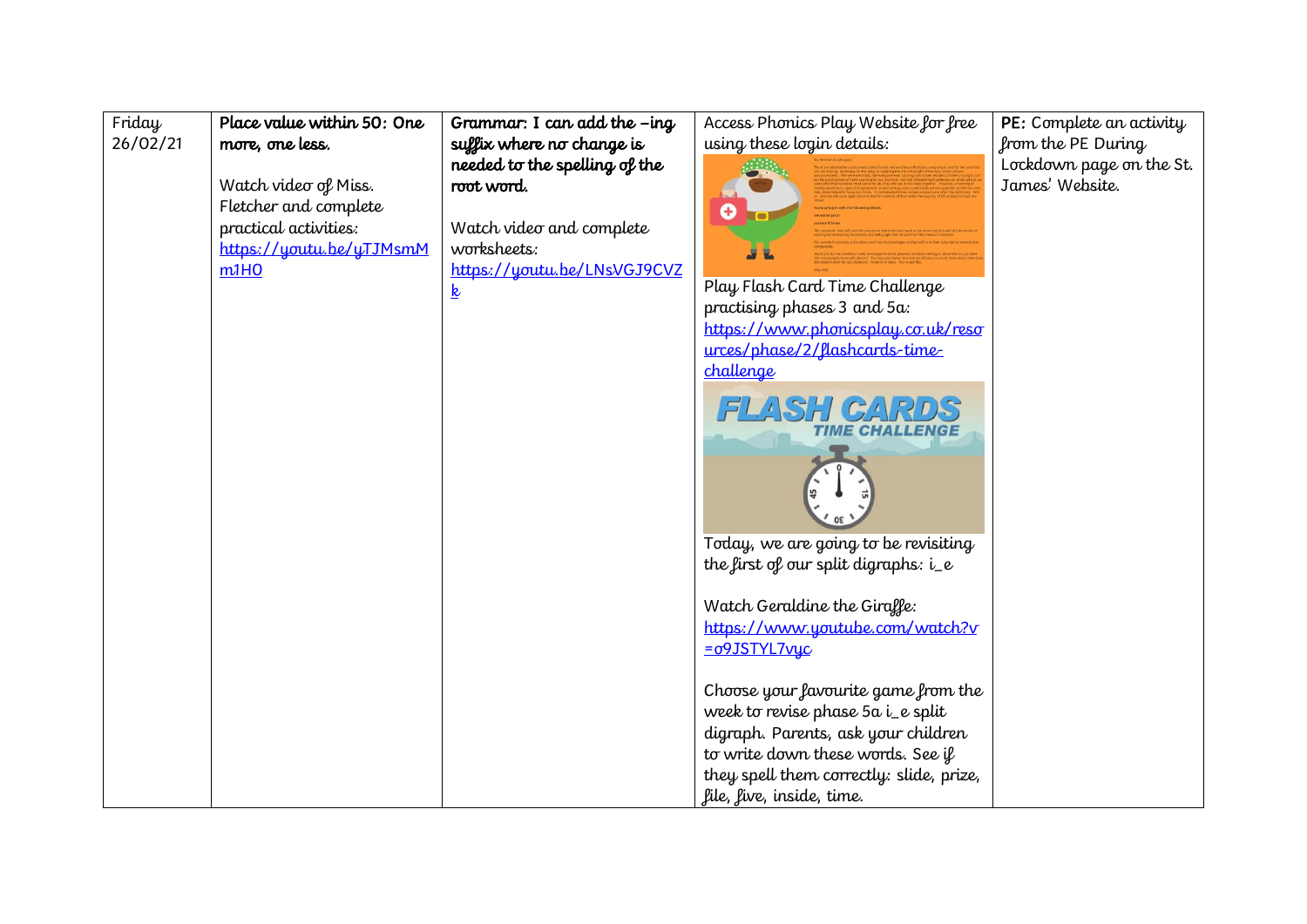| | | | | |
|---|---|---|---|---|
| Friday 26/02/21 | **Place value within 50: One more, one less.**<br><br>Watch video of Miss. Fletcher and complete practical activities:<br>https://youtu.be/yTJMsmMm1H0 | **Grammar: I can add the –ing suffix where no change is needed to the spelling of the root word.**<br><br>Watch video and complete worksheets:<br>https://youtu.be/LNsVGJ9CVZk | Access Phonics Play Website for free using these login details:<br><br>Play Flash Card Time Challenge practising phases 3 and 5a:<br>https://www.phonicsplay.co.uk/resources/phase/2/flashcards-time-challenge<br><br>Today, we are going to be revisiting the first of our split digraphs: i_e<br><br>Watch Geraldine the Giraffe:<br>https://www.youtube.com/watch?v=o9JSTYL7vyc<br><br>Choose your favourite game from the week to revise phase 5a i_e split digraph. Parents, ask your children to write down these words. See if they spell them correctly: slide, prize, file, five, inside, time. | **PE:** Complete an activity from the PE During Lockdown page on the St. James' Website. |